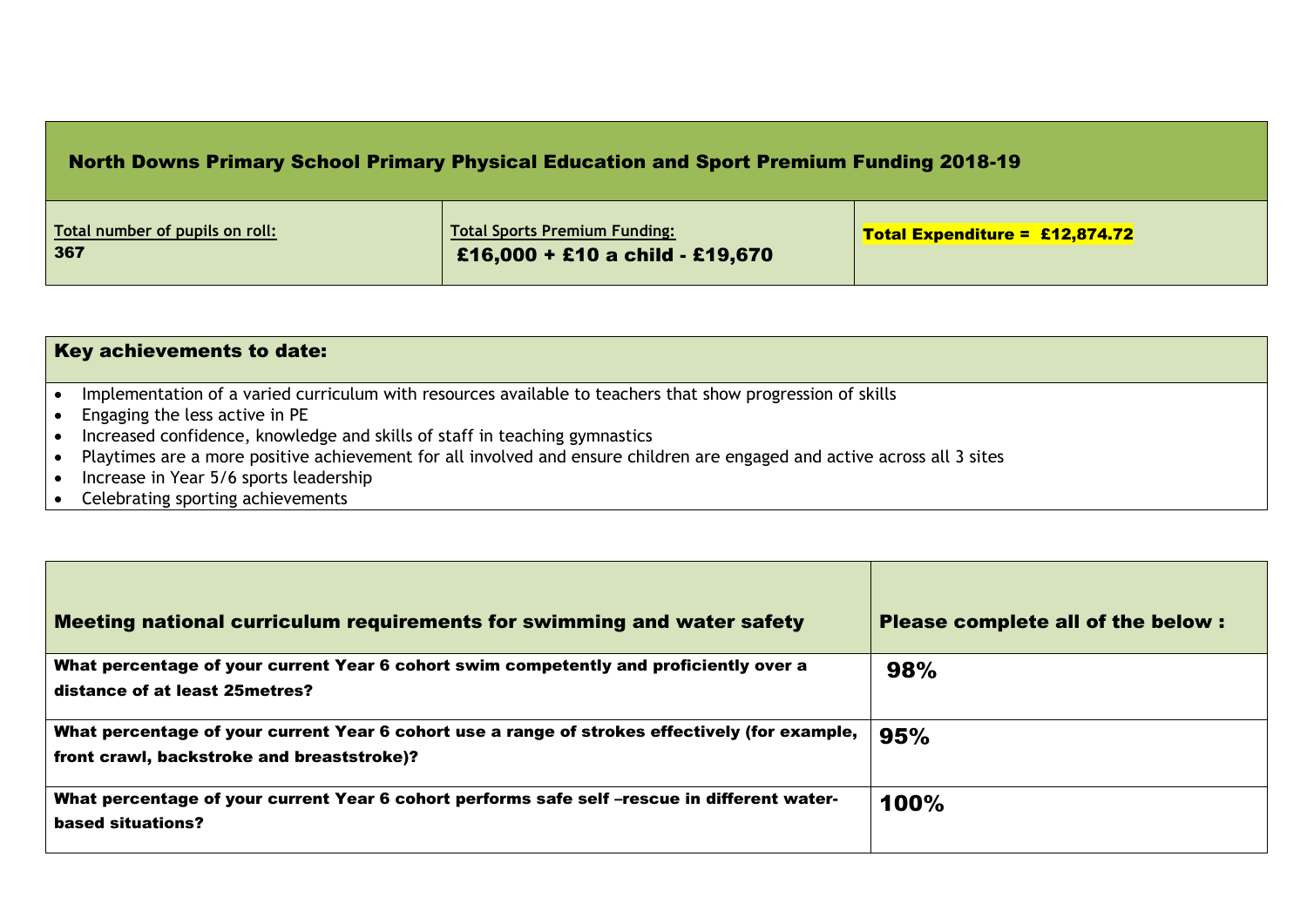# North Downs Primary School Primary Physical Education and Sport Premium Funding 2018-19

| Total number of pupils on roll: | Total Sports Premium Funding: | Total Expenditure = £12,874.72 |
| --- | --- | --- |
| 367 | £16,000 + £10 a child - £19,670 | |

## Key achievements to date:

- Implementation of a varied curriculum with resources available to teachers that show progression of skills
- Engaging the less active in PE
- Increased confidence, knowledge and skills of staff in teaching gymnastics
- Playtimes are a more positive achievement for all involved and ensure children are engaged and active across all 3 sites
- Increase in Year 5/6 sports leadership
- Celebrating sporting achievements

| Meeting national curriculum requirements for swimming and water safety | Please complete all of the below : |
| --- | --- |
| **What percentage of your current Year 6 cohort swim competently and proficiently over a distance of at least 25metres?** | 98% |
| **What percentage of your current Year 6 cohort use a range of strokes effectively (for example, front crawl, backstroke and breaststroke)?** | 95% |
| **What percentage of your current Year 6 cohort performs safe self –rescue in different water-based situations?** | 100% |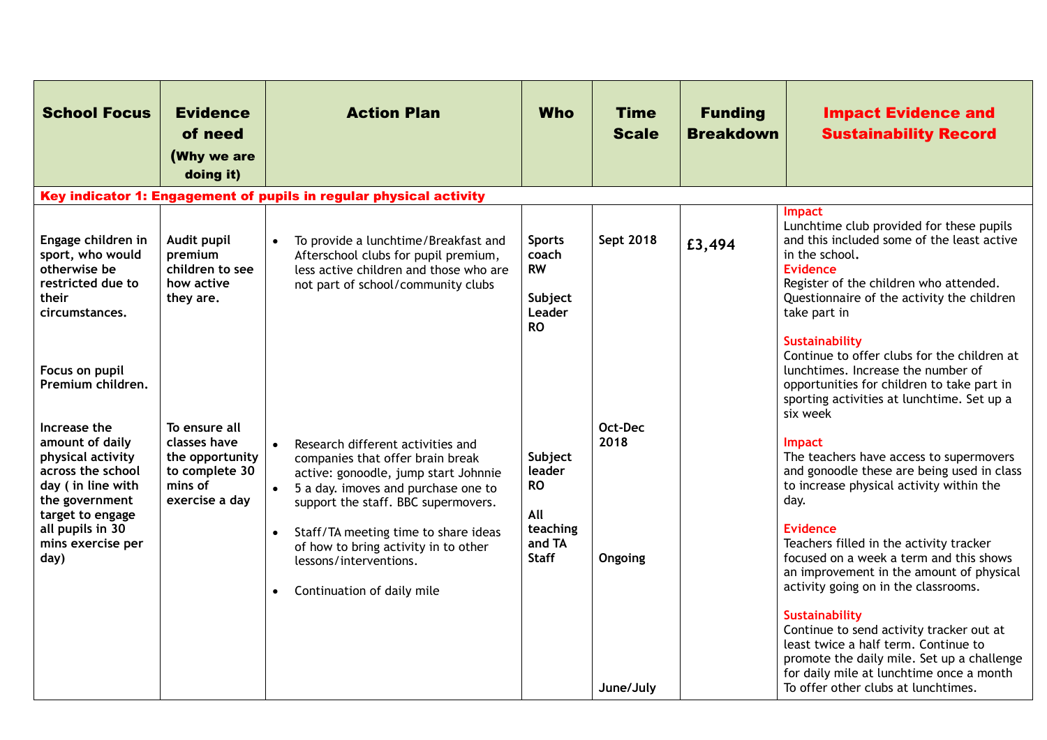| School Focus | Evidence of need (Why we are doing it) | Action Plan | Who | Time Scale | Funding Breakdown | Impact Evidence and Sustainability Record |
|---|---|---|---|---|---|---|
| **Key indicator 1: Engagement of pupils in regular physical activity** | | | | | | |
| **Engage children in sport, who would otherwise be restricted due to their circumstances.**<br><br>**Focus on pupil Premium children.** | **Audit pupil premium children to see how active they are.** | • To provide a lunchtime/Breakfast and Afterschool clubs for pupil premium, less active children and those who are not part of school/community clubs | **Sports coach RW**<br><br>**Subject Leader RO** | **Sept 2018** | **£3,494** | **Impact**<br>Lunchtime club provided for these pupils and this included some of the least active in the school.<br>**Evidence**<br>Register of the children who attended. Questionnaire of the activity the children take part in<br><br>**Sustainability**<br>Continue to offer clubs for the children at lunchtimes. Increase the number of opportunities for children to take part in sporting activities at lunchtime. Set up a six week |
| **Increase the amount of daily physical activity across the school day ( in line with the government target to engage all pupils in 30 mins exercise per day)** | **To ensure all classes have the opportunity to complete 30 mins of exercise a day** | • Research different activities and companies that offer brain break active: gonoodle, jump start Johnnie<br>• 5 a day. imoves and purchase one to support the staff. BBC supermovers.<br><br>• Staff/TA meeting time to share ideas of how to bring activity in to other lessons/interventions.<br><br>• Continuation of daily mile | **Subject leader RO**<br><br>**All teaching and TA Staff** | **Oct-Dec 2018**<br><br>**Ongoing**<br><br>**June/July** | | **Impact**<br>The teachers have access to supermovers and gonoodle these are being used in class to increase physical activity within the day.<br><br>**Evidence**<br>Teachers filled in the activity tracker focused on a week a term and this shows an improvement in the amount of physical activity going on in the classrooms.<br><br>**Sustainability**<br>Continue to send activity tracker out at least twice a half term. Continue to promote the daily mile. Set up a challenge for daily mile at lunchtime once a month To offer other clubs at lunchtimes. |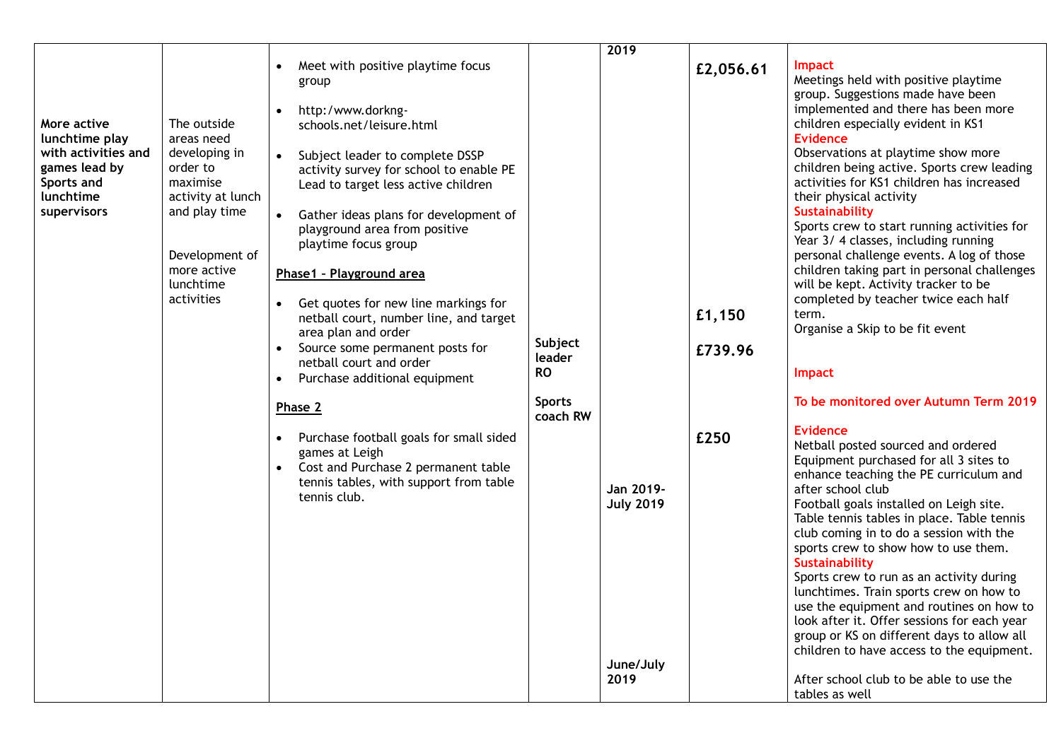| More active lunchtime play with activities and games lead by Sports and lunchtime supervisors | The outside areas need developing in order to maximise activity at lunch and play time<br><br>Development of more active lunchtime activities | • Meet with positive playtime focus group<br>• http:/www.dorkng-schools.net/leisure.html<br>• Subject leader to complete DSSP activity survey for school to enable PE Lead to target less active children<br>• Gather ideas plans for development of playground area from positive playtime focus group<br><br>**Phase1 – Playground area**<br>• Get quotes for new line markings for netball court, number line, and target area plan and order<br>• Source some permanent posts for netball court and order<br>• Purchase additional equipment<br><br>**Phase 2**<br>• Purchase football goals for small sided games at Leigh<br>• Cost and Purchase 2 permanent table tennis tables, with support from table tennis club. | **Subject leader RO**<br><br>**Sports coach RW** | **2019**<br><br>**Jan 2019-July 2019**<br><br>**June/July 2019** | **£2,056.61**<br><br>**£1,150**<br><br>**£739.96**<br><br>**£250** | **Impact**<br>Meetings held with positive playtime group. Suggestions made have been implemented and there has been more children especially evident in KS1<br>**Evidence**<br>Observations at playtime show more children being active. Sports crew leading activities for KS1 children has increased their physical activity<br>**Sustainability**<br>Sports crew to start running activities for Year 3/ 4 classes, including running personal challenge events. A log of those children taking part in personal challenges will be kept. Activity tracker to be completed by teacher twice each half term.<br>Organise a Skip to be fit event<br><br>**Impact**<br>**To be monitored over Autumn Term 2019**<br>**Evidence**<br>Netball posted sourced and ordered<br>Equipment purchased for all 3 sites to enhance teaching the PE curriculum and after school club<br>Football goals installed on Leigh site.<br>Table tennis tables in place. Table tennis club coming in to do a session with the sports crew to show how to use them.<br>**Sustainability**<br>Sports crew to run as an activity during lunchtimes. Train sports crew on how to use the equipment and routines on how to look after it. Offer sessions for each year group or KS on different days to allow all children to have access to the equipment.<br><br>After school club to be able to use the tables as well |
|---|---|---|---|---|---|---|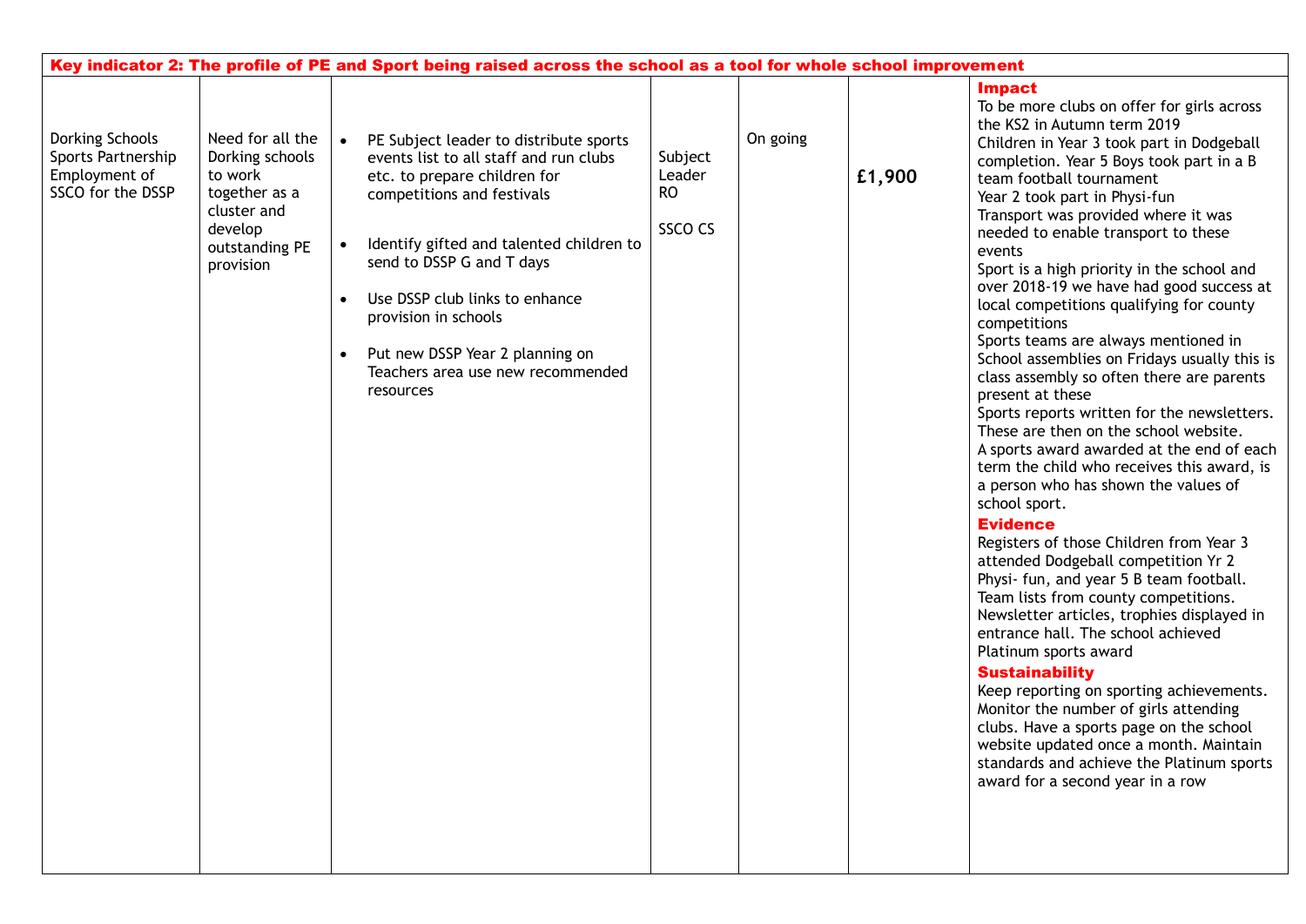| Key indicator 2: The profile of PE and Sport being raised across the school as a tool for whole school improvement | | | | | | |
|---|---|---|---|---|---|---|
| Dorking Schools Sports Partnership Employment of SSCO for the DSSP | Need for all the Dorking schools to work together as a cluster and develop outstanding PE provision | • PE Subject leader to distribute sports events list to all staff and run clubs etc. to prepare children for competitions and festivals<br><br>• Identify gifted and talented children to send to DSSP G and T days<br><br>• Use DSSP club links to enhance provision in schools<br><br>• Put new DSSP Year 2 planning on Teachers area use new recommended resources | Subject Leader RO<br><br>SSCO CS | On going | £1,900 | **Impact**<br>To be more clubs on offer for girls across the KS2 in Autumn term 2019<br>Children in Year 3 took part in Dodgeball completion. Year 5 Boys took part in a B team football tournament<br>Year 2 took part in Physi-fun<br>Transport was provided where it was needed to enable transport to these events<br>Sport is a high priority in the school and over 2018-19 we have had good success at local competitions qualifying for county competitions<br>Sports teams are always mentioned in School assemblies on Fridays usually this is class assembly so often there are parents present at these<br>Sports reports written for the newsletters. These are then on the school website.<br>A sports award awarded at the end of each term the child who receives this award, is a person who has shown the values of school sport.<br>**Evidence**<br>Registers of those Children from Year 3 attended Dodgeball competition Yr 2 Physi- fun, and year 5 B team football.<br>Team lists from county competitions.<br>Newsletter articles, trophies displayed in entrance hall. The school achieved Platinum sports award<br>**Sustainability**<br>Keep reporting on sporting achievements. Monitor the number of girls attending clubs. Have a sports page on the school website updated once a month. Maintain standards and achieve the Platinum sports award for a second year in a row |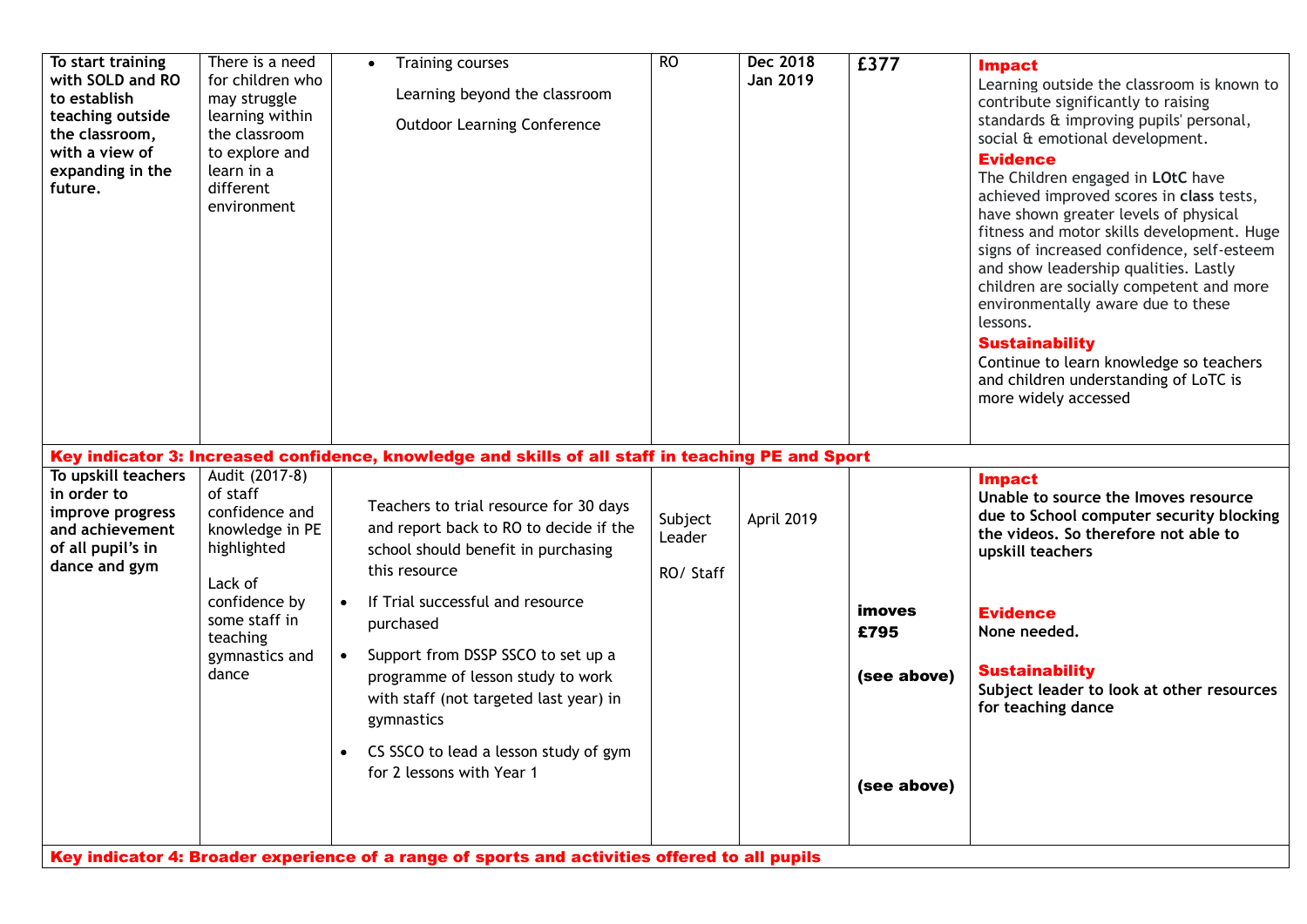| | | | | | | |
|---|---|---|---|---|---|---|
| **To start training with SOLD and RO to establish teaching outside the classroom, with a view of expanding in the future.** | There is a need for children who may struggle learning within the classroom to explore and learn in a different environment | • Training courses<br>Learning beyond the classroom<br>Outdoor Learning Conference | RO | **Dec 2018 Jan 2019** | **£377** | **Impact**<br>Learning outside the classroom is known to contribute significantly to raising standards & improving pupils' personal, social & emotional development.<br>**Evidence**<br>The Children engaged in **LOtC** have achieved improved scores in **class** tests, have shown greater levels of physical fitness and motor skills development. Huge signs of increased confidence, self-esteem and show leadership qualities. Lastly children are socially competent and more environmentally aware due to these lessons.<br>**Sustainability**<br>Continue to learn knowledge so teachers and children understanding of LoTC is more widely accessed |
| **Key indicator 3: Increased confidence, knowledge and skills of all staff in teaching PE and Sport** | | | | | | |
| **To upskill teachers in order to improve progress and achievement of all pupil's in dance and gym** | Audit (2017-8) of staff confidence and knowledge in PE highlighted<br><br>Lack of confidence by some staff in teaching gymnastics and dance | Teachers to trial resource for 30 days and report back to RO to decide if the school should benefit in purchasing this resource<br>• If Trial successful and resource purchased<br>• Support from DSSP SSCO to set up a programme of lesson study to work with staff (not targeted last year) in gymnastics<br>• CS SSCO to lead a lesson study of gym for 2 lessons with Year 1 | Subject Leader<br><br>RO/ Staff | April 2019 | **imoves £795**<br><br>**(see above)**<br><br>**(see above)** | **Impact**<br>**Unable to source the Imoves resource due to School computer security blocking the videos. So therefore not able to upskill teachers**<br><br>**Evidence**<br>**None needed.**<br><br>**Sustainability**<br>**Subject leader to look at other resources for teaching dance** |
| **Key indicator 4: Broader experience of a range of sports and activities offered to all pupils** | | | | | | |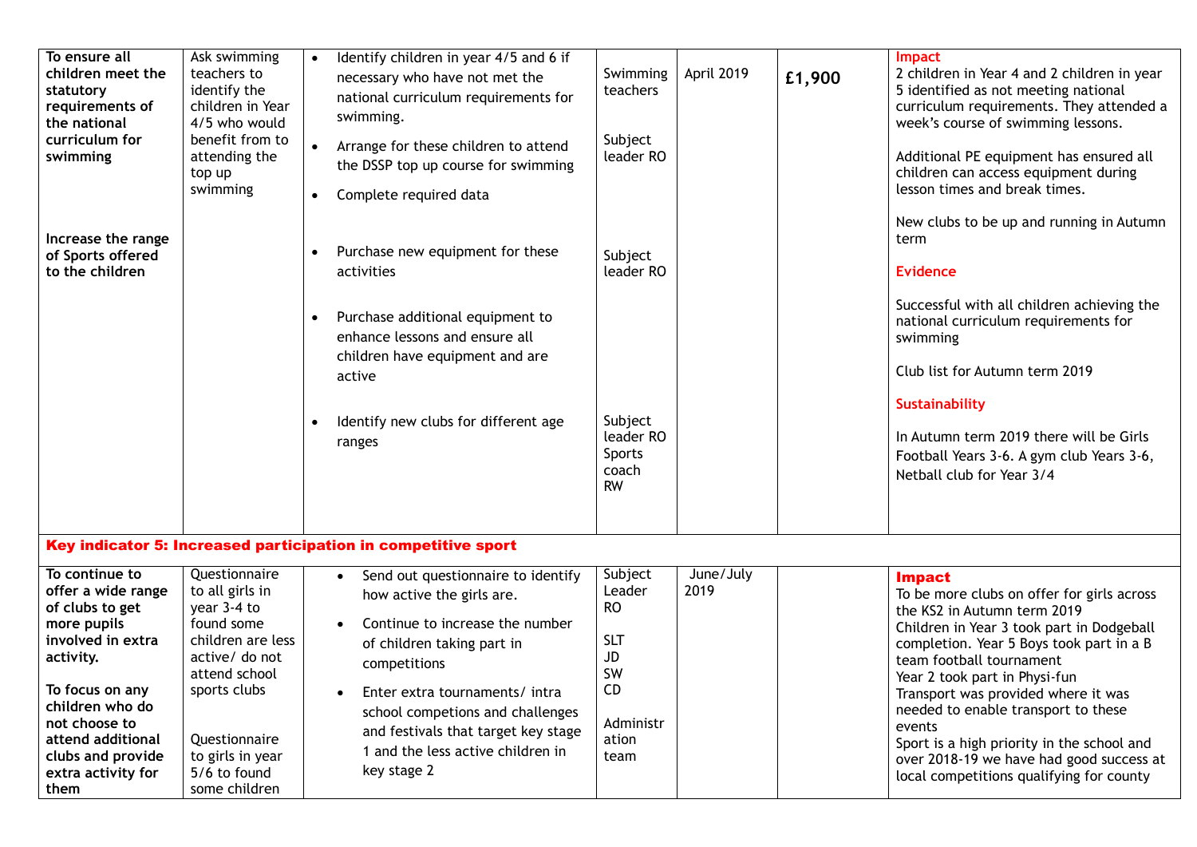| | | | | | | |
|---|---|---|---|---|---|---|
| **To ensure all children meet the statutory requirements of the national curriculum for swimming**<br><br>**Increase the range of Sports offered to the children** | Ask swimming teachers to identify the children in Year 4/5 who would benefit from to attending the top up swimming | • Identify children in year 4/5 and 6 if necessary who have not met the national curriculum requirements for swimming.<br>• Arrange for these children to attend the DSSP top up course for swimming<br>• Complete required data<br><br>• Purchase new equipment for these activities<br><br>• Purchase additional equipment to enhance lessons and ensure all children have equipment and are active<br><br>• Identify new clubs for different age ranges | Swimming teachers<br><br>Subject leader RO<br><br>Subject leader RO<br><br>Subject leader RO Sports coach RW | April 2019 | **£1,900** | **Impact**<br>2 children in Year 4 and 2 children in year 5 identified as not meeting national curriculum requirements. They attended a week's course of swimming lessons.<br><br>Additional PE equipment has ensured all children can access equipment during lesson times and break times.<br><br>New clubs to be up and running in Autumn term<br><br>**Evidence**<br><br>Successful with all children achieving the national curriculum requirements for swimming<br><br>Club list for Autumn term 2019<br><br>**Sustainability**<br><br>In Autumn term 2019 there will be Girls Football Years 3-6. A gym club Years 3-6, Netball club for Year 3/4 |
| **Key indicator 5: Increased participation in competitive sport** | | | | | | |
| **To continue to offer a wide range of clubs to get more pupils involved in extra activity.**<br><br>**To focus on any children who do not choose to attend additional clubs and provide extra activity for them** | Questionnaire to all girls in year 3-4 to found some children are less active/ do not attend school sports clubs<br><br>Questionnaire to girls in year 5/6 to found some children | • Send out questionnaire to identify how active the girls are.<br>• Continue to increase the number of children taking part in competitions<br>• Enter extra tournaments/ intra school competions and challenges and festivals that target key stage 1 and the less active children in key stage 2 | Subject Leader RO<br><br>SLT<br>JD<br>SW<br>CD<br><br>Administration team | June/July 2019 | | **Impact**<br>To be more clubs on offer for girls across the KS2 in Autumn term 2019<br>Children in Year 3 took part in Dodgeball completion. Year 5 Boys took part in a B team football tournament<br>Year 2 took part in Physi-fun<br>Transport was provided where it was needed to enable transport to these events<br>Sport is a high priority in the school and over 2018-19 we have had good success at local competitions qualifying for county |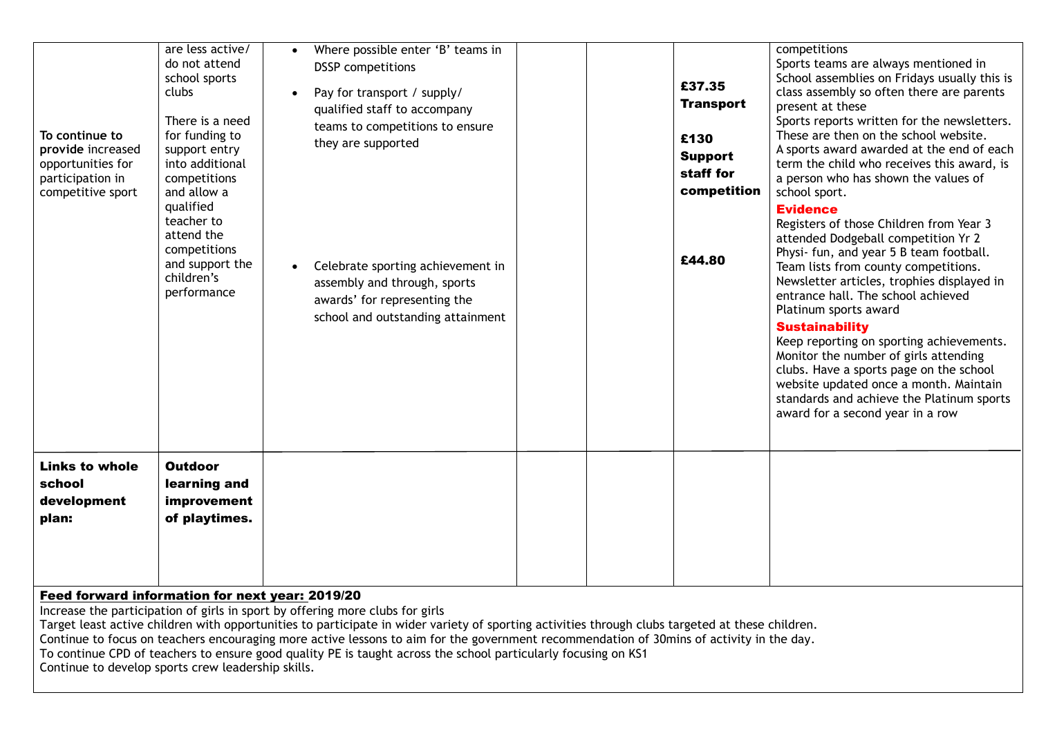| | | | | | | |
|---|---|---|---|---|---|---|
| To continue to provide increased opportunities for participation in competitive sport | are less active/ do not attend school sports clubs<br><br>There is a need for funding to support entry into additional competitions and allow a qualified teacher to attend the competitions and support the children's performance | • Where possible enter 'B' teams in DSSP competitions<br>• Pay for transport / supply/ qualified staff to accompany teams to competitions to ensure they are supported<br>• Celebrate sporting achievement in assembly and through, sports awards' for representing the school and outstanding attainment | | | **£37.35 Transport**<br><br>**£130 Support staff for competition**<br><br>**£44.80** | competitions<br>Sports teams are always mentioned in School assemblies on Fridays usually this is class assembly so often there are parents present at these<br>Sports reports written for the newsletters. These are then on the school website.<br>A sports award awarded at the end of each term the child who receives this award, is a person who has shown the values of school sport.<br>**Evidence**<br>Registers of those Children from Year 3 attended Dodgeball competition Yr 2 Physi- fun, and year 5 B team football.<br>Team lists from county competitions.<br>Newsletter articles, trophies displayed in entrance hall. The school achieved Platinum sports award<br>**Sustainability**<br>Keep reporting on sporting achievements. Monitor the number of girls attending clubs. Have a sports page on the school website updated once a month. Maintain standards and achieve the Platinum sports award for a second year in a row |
| **Links to whole school development plan:** | **Outdoor learning and improvement of playtimes.** | | | | | |

**Feed forward information for next year: 2019/20**

Increase the participation of girls in sport by offering more clubs for girls

Target least active children with opportunities to participate in wider variety of sporting activities through clubs targeted at these children.

Continue to focus on teachers encouraging more active lessons to aim for the government recommendation of 30mins of activity in the day.

To continue CPD of teachers to ensure good quality PE is taught across the school particularly focusing on KS1

Continue to develop sports crew leadership skills.